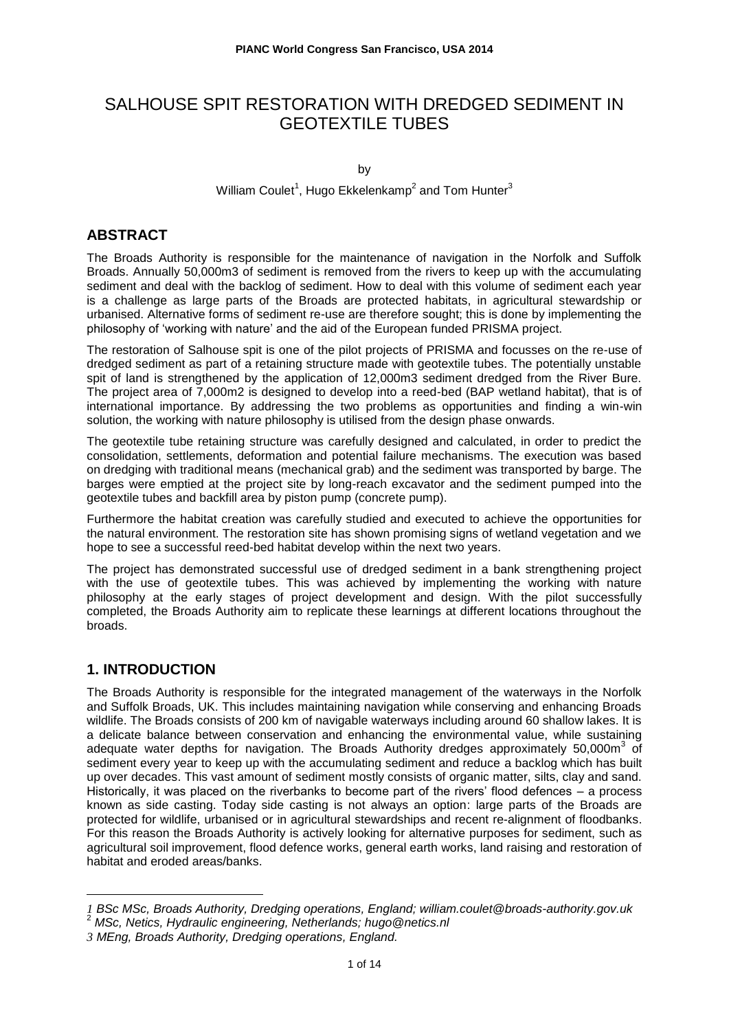# SALHOUSE SPIT RESTORATION WITH DREDGED SEDIMENT IN GEOTEXTILE TUBES

by

William Coulet[1], Hugo Ekkelenkamp[2] and Tom Hunter[3]

## ABSTRACT

The Broads Authority is responsible for the maintenance of navigation in the Norfolk and Suffolk Broads. Annually 50,000m3 of sediment is removed from the rivers to keep up with the accumulating sediment and deal with the backlog of sediment. How to deal with this volume of sediment each year is a challenge as large parts of the Broads are protected habitats, in agricultural stewardship or urbanised. Alternative forms of sediment re-use are therefore sought; this is done by implementing the philosophy of 'working with nature' and the aid of the European funded PRISMA project.

The restoration of Salhouse spit is one of the pilot projects of PRISMA and focusses on the re-use of dredged sediment as part of a retaining structure made with geotextile tubes. The potentially unstable spit of land is strengthened by the application of 12,000m3 sediment dredged from the River Bure. The project area of 7,000m2 is designed to develop into a reed-bed (BAP wetland habitat), that is of international importance. By addressing the two problems as opportunities and finding a win-win solution, the working with nature philosophy is utilised from the design phase onwards.

The geotextile tube retaining structure was carefully designed and calculated, in order to predict the consolidation, settlements, deformation and potential failure mechanisms. The execution was based on dredging with traditional means (mechanical grab) and the sediment was transported by barge. The barges were emptied at the project site by long-reach excavator and the sediment pumped into the geotextile tubes and backfill area by piston pump (concrete pump).

Furthermore the habitat creation was carefully studied and executed to achieve the opportunities for the natural environment. The restoration site has shown promising signs of wetland vegetation and we hope to see a successful reed-bed habitat develop within the next two years.

The project has demonstrated successful use of dredged sediment in a bank strengthening project with the use of geotextile tubes. This was achieved by implementing the working with nature philosophy at the early stages of project development and design. With the pilot successfully completed, the Broads Authority aim to replicate these learnings at different locations throughout the broads.

## 1. INTRODUCTION

The Broads Authority is responsible for the integrated management of the waterways in the Norfolk and Suffolk Broads, UK. This includes maintaining navigation while conserving and enhancing Broads wildlife. The Broads consists of 200 km of navigable waterways including around 60 shallow lakes. It is a delicate balance between conservation and enhancing the environmental value, while sustaining adequate water depths for navigation. The Broads Authority dredges approximately 50,000m$^3$ of sediment every year to keep up with the accumulating sediment and reduce a backlog which has built up over decades. This vast amount of sediment mostly consists of organic matter, silts, clay and sand. Historically, it was placed on the riverbanks to become part of the rivers' flood defences – a process known as side casting. Today side casting is not always an option: large parts of the Broads are protected for wildlife, urbanised or in agricultural stewardships and recent re-alignment of floodbanks. For this reason the Broads Authority is actively looking for alternative purposes for sediment, such as agricultural soil improvement, flood defence works, general earth works, land raising and restoration of habitat and eroded areas/banks.

---

*[1] BSc MSc, Broads Authority, Dredging operations, England; william.coulet@broads-authority.gov.uk*

*[2] MSc, Netics, Hydraulic engineering, Netherlands; hugo@netics.nl*

*[3] MEng, Broads Authority, Dredging operations, England.*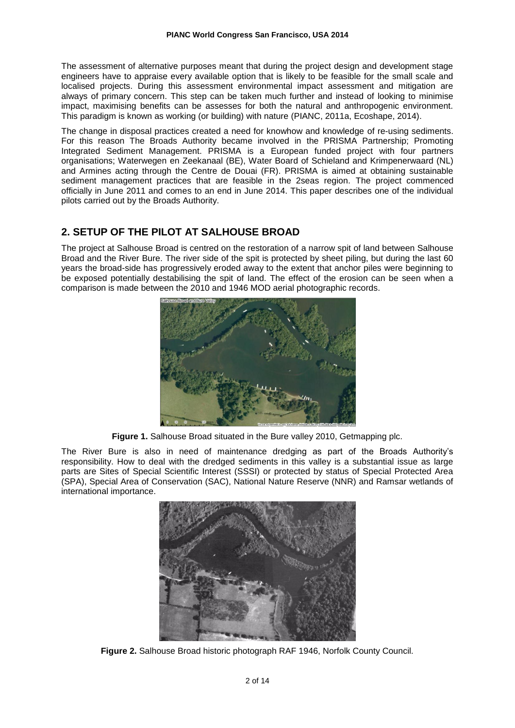The assessment of alternative purposes meant that during the project design and development stage engineers have to appraise every available option that is likely to be feasible for the small scale and localised projects. During this assessment environmental impact assessment and mitigation are always of primary concern. This step can be taken much further and instead of looking to minimise impact, maximising benefits can be assesses for both the natural and anthropogenic environment. This paradigm is known as working (or building) with nature (PIANC, 2011a, Ecoshape, 2014).

The change in disposal practices created a need for knowhow and knowledge of re-using sediments. For this reason The Broads Authority became involved in the PRISMA Partnership; Promoting Integrated Sediment Management. PRISMA is a European funded project with four partners organisations; Waterwegen en Zeekanaal (BE), Water Board of Schieland and Krimpenerwaard (NL) and Armines acting through the Centre de Douai (FR). PRISMA is aimed at obtaining sustainable sediment management practices that are feasible in the 2seas region. The project commenced officially in June 2011 and comes to an end in June 2014. This paper describes one of the individual pilots carried out by the Broads Authority.

## 2. SETUP OF THE PILOT AT SALHOUSE BROAD

The project at Salhouse Broad is centred on the restoration of a narrow spit of land between Salhouse Broad and the River Bure. The river side of the spit is protected by sheet piling, but during the last 60 years the broad-side has progressively eroded away to the extent that anchor piles were beginning to be exposed potentially destabilising the spit of land. The effect of the erosion can be seen when a comparison is made between the 2010 and 1946 MOD aerial photographic records.

**Figure 1.** Salhouse Broad situated in the Bure valley 2010, Getmapping plc.

The River Bure is also in need of maintenance dredging as part of the Broads Authority's responsibility. How to deal with the dredged sediments in this valley is a substantial issue as large parts are Sites of Special Scientific Interest (SSSI) or protected by status of Special Protected Area (SPA), Special Area of Conservation (SAC), National Nature Reserve (NNR) and Ramsar wetlands of international importance.

**Figure 2.** Salhouse Broad historic photograph RAF 1946, Norfolk County Council.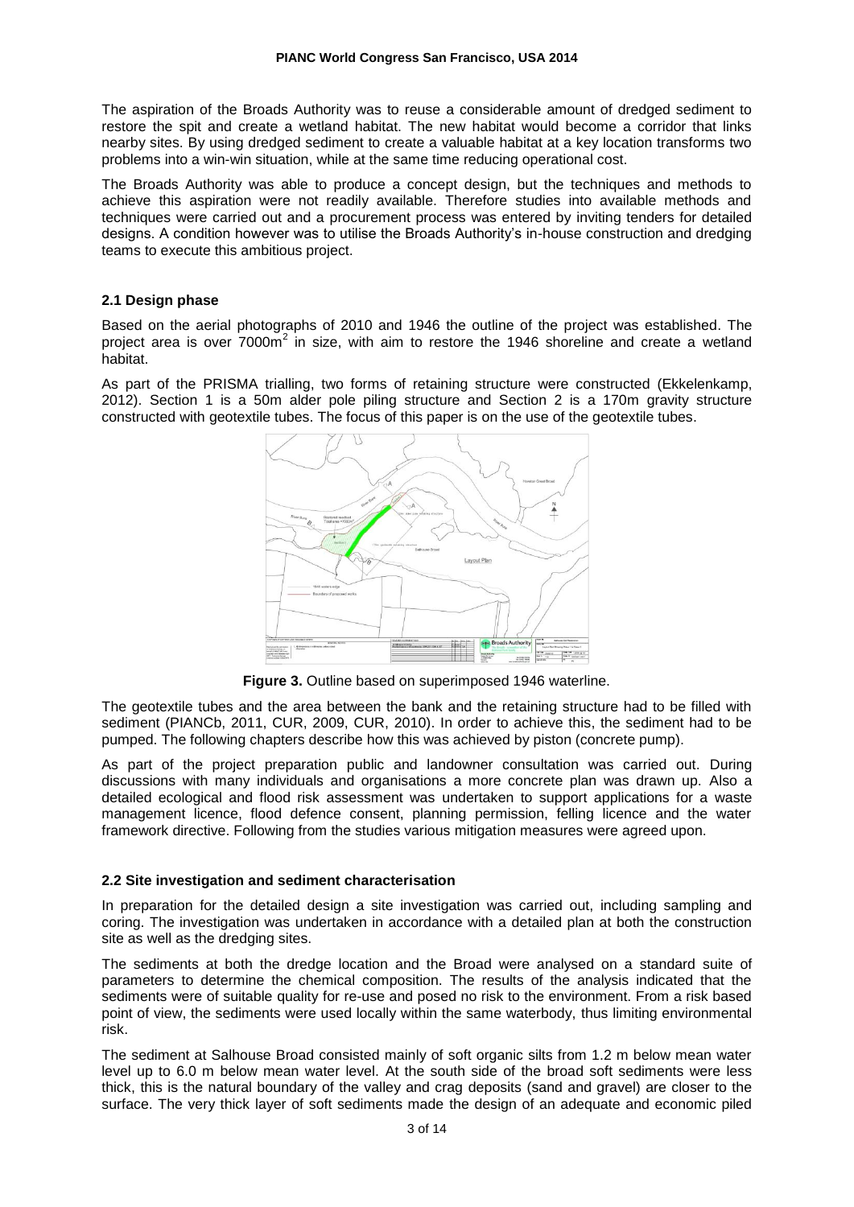The aspiration of the Broads Authority was to reuse a considerable amount of dredged sediment to restore the spit and create a wetland habitat. The new habitat would become a corridor that links nearby sites. By using dredged sediment to create a valuable habitat at a key location transforms two problems into a win-win situation, while at the same time reducing operational cost.

The Broads Authority was able to produce a concept design, but the techniques and methods to achieve this aspiration were not readily available. Therefore studies into available methods and techniques were carried out and a procurement process was entered by inviting tenders for detailed designs. A condition however was to utilise the Broads Authority's in-house construction and dredging teams to execute this ambitious project.

### 2.1 Design phase

Based on the aerial photographs of 2010 and 1946 the outline of the project was established. The project area is over 7000m$^2$ in size, with aim to restore the 1946 shoreline and create a wetland habitat.

As part of the PRISMA trialling, two forms of retaining structure were constructed (Ekkelenkamp, 2012). Section 1 is a 50m alder pole piling structure and Section 2 is a 170m gravity structure constructed with geotextile tubes. The focus of this paper is on the use of the geotextile tubes.

**Figure 3.** Outline based on superimposed 1946 waterline.

The geotextile tubes and the area between the bank and the retaining structure had to be filled with sediment (PIANCb, 2011, CUR, 2009, CUR, 2010). In order to achieve this, the sediment had to be pumped. The following chapters describe how this was achieved by piston (concrete pump).

As part of the project preparation public and landowner consultation was carried out. During discussions with many individuals and organisations a more concrete plan was drawn up. Also a detailed ecological and flood risk assessment was undertaken to support applications for a waste management licence, flood defence consent, planning permission, felling licence and the water framework directive. Following from the studies various mitigation measures were agreed upon.

### 2.2 Site investigation and sediment characterisation

In preparation for the detailed design a site investigation was carried out, including sampling and coring. The investigation was undertaken in accordance with a detailed plan at both the construction site as well as the dredging sites.

The sediments at both the dredge location and the Broad were analysed on a standard suite of parameters to determine the chemical composition. The results of the analysis indicated that the sediments were of suitable quality for re-use and posed no risk to the environment. From a risk based point of view, the sediments were used locally within the same waterbody, thus limiting environmental risk.

The sediment at Salhouse Broad consisted mainly of soft organic silts from 1.2 m below mean water level up to 6.0 m below mean water level. At the south side of the broad soft sediments were less thick, this is the natural boundary of the valley and crag deposits (sand and gravel) are closer to the surface. The very thick layer of soft sediments made the design of an adequate and economic piled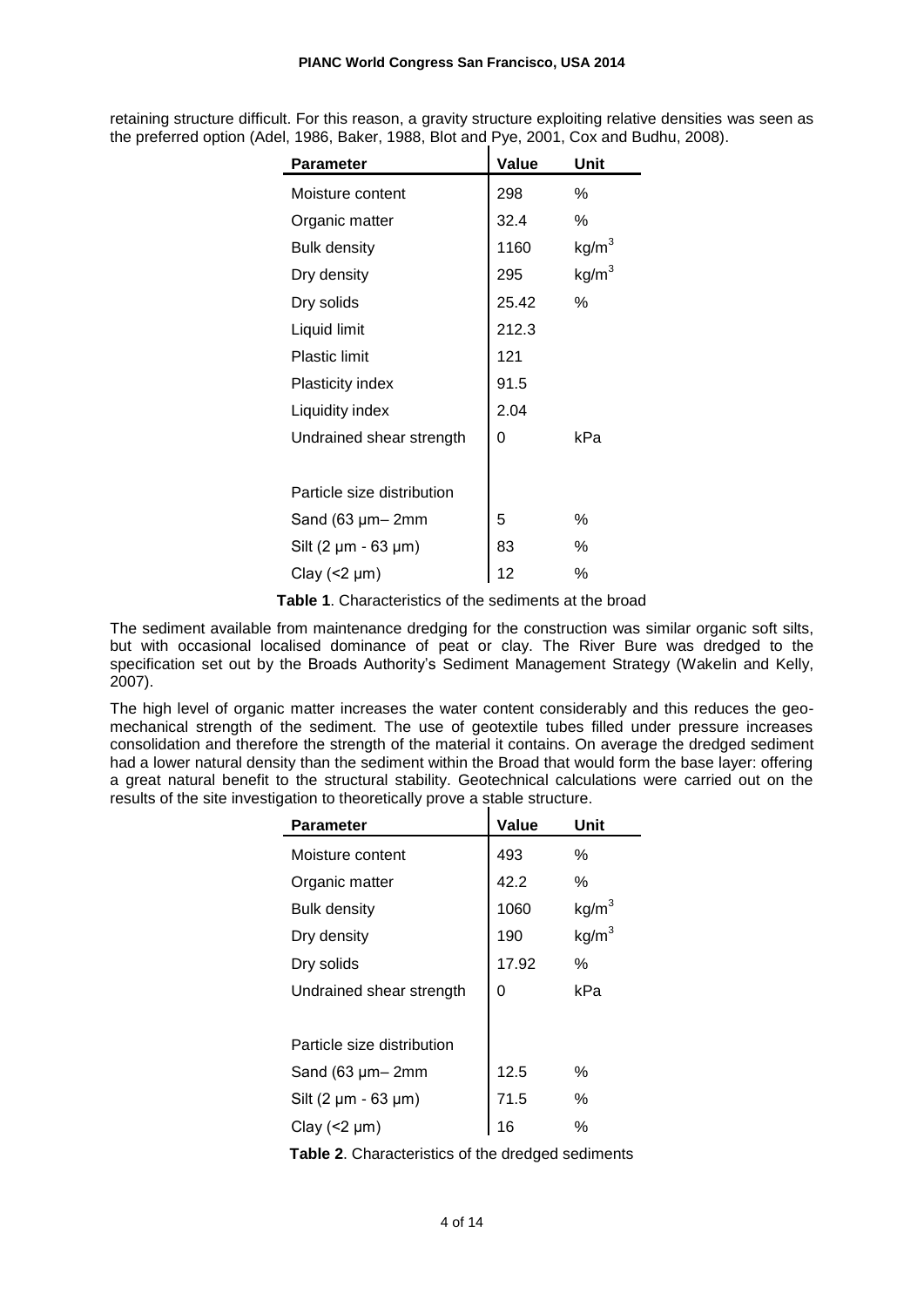retaining structure difficult. For this reason, a gravity structure exploiting relative densities was seen as the preferred option (Adel, 1986, Baker, 1988, Blot and Pye, 2001, Cox and Budhu, 2008).

| Parameter | Value | Unit |
|---|---|---|
| Moisture content | 298 | % |
| Organic matter | 32.4 | % |
| Bulk density | 1160 | $kg/m^3$ |
| Dry density | 295 | $kg/m^3$ |
| Dry solids | 25.42 | % |
| Liquid limit | 212.3 | |
| Plastic limit | 121 | |
| Plasticity index | 91.5 | |
| Liquidity index | 2.04 | |
| Undrained shear strength | 0 | kPa |
| | | |
| Particle size distribution | | |
| Sand (63 µm– 2mm | 5 | % |
| Silt (2 µm - 63 µm) | 83 | % |
| Clay (<2 µm) | 12 | % |

**Table 1**. Characteristics of the sediments at the broad

The sediment available from maintenance dredging for the construction was similar organic soft silts, but with occasional localised dominance of peat or clay. The River Bure was dredged to the specification set out by the Broads Authority's Sediment Management Strategy (Wakelin and Kelly, 2007).

The high level of organic matter increases the water content considerably and this reduces the geo-mechanical strength of the sediment. The use of geotextile tubes filled under pressure increases consolidation and therefore the strength of the material it contains. On average the dredged sediment had a lower natural density than the sediment within the Broad that would form the base layer: offering a great natural benefit to the structural stability. Geotechnical calculations were carried out on the results of the site investigation to theoretically prove a stable structure.

| Parameter | Value | Unit |
|---|---|---|
| Moisture content | 493 | % |
| Organic matter | 42.2 | % |
| Bulk density | 1060 | $kg/m^3$ |
| Dry density | 190 | $kg/m^3$ |
| Dry solids | 17.92 | % |
| Undrained shear strength | 0 | kPa |
| | | |
| Particle size distribution | | |
| Sand (63 µm– 2mm | 12.5 | % |
| Silt (2 µm - 63 µm) | 71.5 | % |
| Clay (<2 µm) | 16 | % |

**Table 2**. Characteristics of the dredged sediments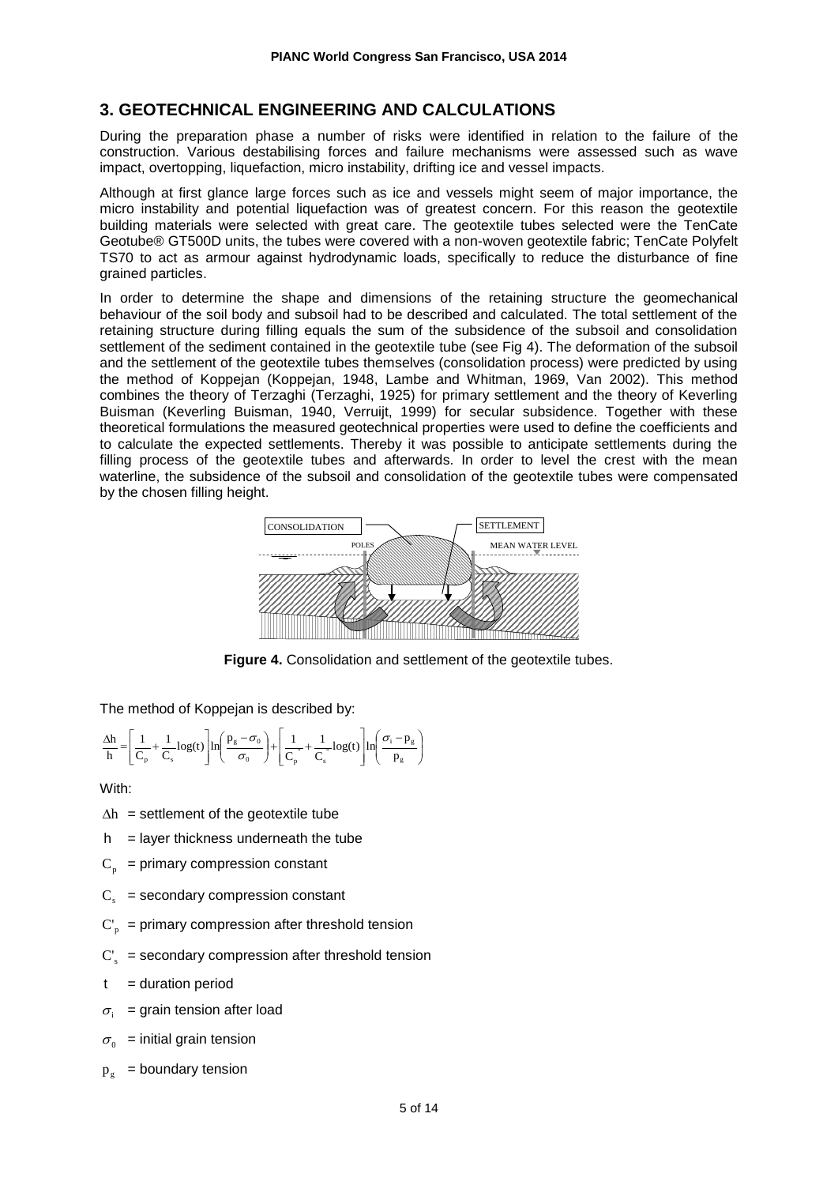## 3. GEOTECHNICAL ENGINEERING AND CALCULATIONS

During the preparation phase a number of risks were identified in relation to the failure of the construction. Various destabilising forces and failure mechanisms were assessed such as wave impact, overtopping, liquefaction, micro instability, drifting ice and vessel impacts.

Although at first glance large forces such as ice and vessels might seem of major importance, the micro instability and potential liquefaction was of greatest concern. For this reason the geotextile building materials were selected with great care. The geotextile tubes selected were the TenCate Geotube® GT500D units, the tubes were covered with a non-woven geotextile fabric; TenCate Polyfelt TS70 to act as armour against hydrodynamic loads, specifically to reduce the disturbance of fine grained particles.

In order to determine the shape and dimensions of the retaining structure the geomechanical behaviour of the soil body and subsoil had to be described and calculated. The total settlement of the retaining structure during filling equals the sum of the subsidence of the subsoil and consolidation settlement of the sediment contained in the geotextile tube (see Fig 4). The deformation of the subsoil and the settlement of the geotextile tubes themselves (consolidation process) were predicted by using the method of Koppejan (Koppejan, 1948, Lambe and Whitman, 1969, Van 2002). This method combines the theory of Terzaghi (Terzaghi, 1925) for primary settlement and the theory of Keverling Buisman (Keverling Buisman, 1940, Verruijt, 1999) for secular subsidence. Together with these theoretical formulations the measured geotechnical properties were used to define the coefficients and to calculate the expected settlements. Thereby it was possible to anticipate settlements during the filling process of the geotextile tubes and afterwards. In order to level the crest with the mean waterline, the subsidence of the subsoil and consolidation of the geotextile tubes were compensated by the chosen filling height.

**Figure 4.** Consolidation and settlement of the geotextile tubes.

The method of Koppejan is described by:

$$\frac{\Delta h}{h} = \left[\frac{1}{C_p} + \frac{1}{C_s}\log(t)\right]\ln\left(\frac{p_g - \sigma_0}{\sigma_0}\right) + \left[\frac{1}{C'_p} + \frac{1}{C'_s}\log(t)\right]\ln\left(\frac{\sigma_i - p_g}{p_g}\right)$$

With:

- $\Delta h$ = settlement of the geotextile tube
- $h$ = layer thickness underneath the tube
- $C_p$ = primary compression constant
- $C_s$ = secondary compression constant
- $C'_p$ = primary compression after threshold tension
- $C'_s$ = secondary compression after threshold tension
- $t$ = duration period
- $\sigma_i$ = grain tension after load
- $\sigma_0$ = initial grain tension
- $p_g$ = boundary tension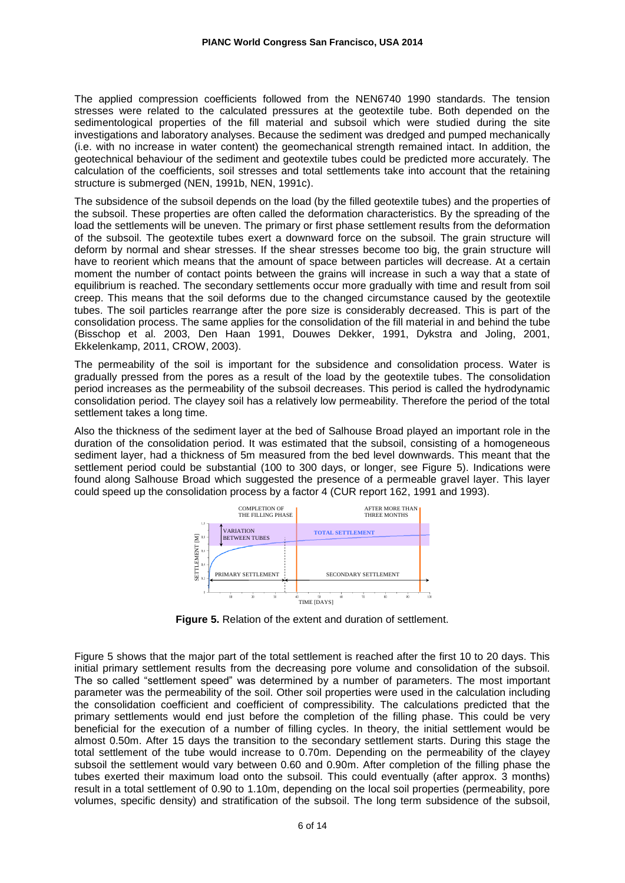The applied compression coefficients followed from the NEN6740 1990 standards. The tension stresses were related to the calculated pressures at the geotextile tube. Both depended on the sedimentological properties of the fill material and subsoil which were studied during the site investigations and laboratory analyses. Because the sediment was dredged and pumped mechanically (i.e. with no increase in water content) the geomechanical strength remained intact. In addition, the geotechnical behaviour of the sediment and geotextile tubes could be predicted more accurately. The calculation of the coefficients, soil stresses and total settlements take into account that the retaining structure is submerged (NEN, 1991b, NEN, 1991c).

The subsidence of the subsoil depends on the load (by the filled geotextile tubes) and the properties of the subsoil. These properties are often called the deformation characteristics. By the spreading of the load the settlements will be uneven. The primary or first phase settlement results from the deformation of the subsoil. The geotextile tubes exert a downward force on the subsoil. The grain structure will deform by normal and shear stresses. If the shear stresses become too big, the grain structure will have to reorient which means that the amount of space between particles will decrease. At a certain moment the number of contact points between the grains will increase in such a way that a state of equilibrium is reached. The secondary settlements occur more gradually with time and result from soil creep. This means that the soil deforms due to the changed circumstance caused by the geotextile tubes. The soil particles rearrange after the pore size is considerably decreased. This is part of the consolidation process. The same applies for the consolidation of the fill material in and behind the tube (Bisschop et al. 2003, Den Haan 1991, Douwes Dekker, 1991, Dykstra and Joling, 2001, Ekkelenkamp, 2011, CROW, 2003).

The permeability of the soil is important for the subsidence and consolidation process. Water is gradually pressed from the pores as a result of the load by the geotextile tubes. The consolidation period increases as the permeability of the subsoil decreases. This period is called the hydrodynamic consolidation period. The clayey soil has a relatively low permeability. Therefore the period of the total settlement takes a long time.

Also the thickness of the sediment layer at the bed of Salhouse Broad played an important role in the duration of the consolidation period. It was estimated that the subsoil, consisting of a homogeneous sediment layer, had a thickness of 5m measured from the bed level downwards. This meant that the settlement period could be substantial (100 to 300 days, or longer, see Figure 5). Indications were found along Salhouse Broad which suggested the presence of a permeable gravel layer. This layer could speed up the consolidation process by a factor 4 (CUR report 162, 1991 and 1993).

**Figure 5.** Relation of the extent and duration of settlement.

Figure 5 shows that the major part of the total settlement is reached after the first 10 to 20 days. This initial primary settlement results from the decreasing pore volume and consolidation of the subsoil. The so called "settlement speed" was determined by a number of parameters. The most important parameter was the permeability of the soil. Other soil properties were used in the calculation including the consolidation coefficient and coefficient of compressibility. The calculations predicted that the primary settlements would end just before the completion of the filling phase. This could be very beneficial for the execution of a number of filling cycles. In theory, the initial settlement would be almost 0.50m. After 15 days the transition to the secondary settlement starts. During this stage the total settlement of the tube would increase to 0.70m. Depending on the permeability of the clayey subsoil the settlement would vary between 0.60 and 0.90m. After completion of the filling phase the tubes exerted their maximum load onto the subsoil. This could eventually (after approx. 3 months) result in a total settlement of 0.90 to 1.10m, depending on the local soil properties (permeability, pore volumes, specific density) and stratification of the subsoil. The long term subsidence of the subsoil,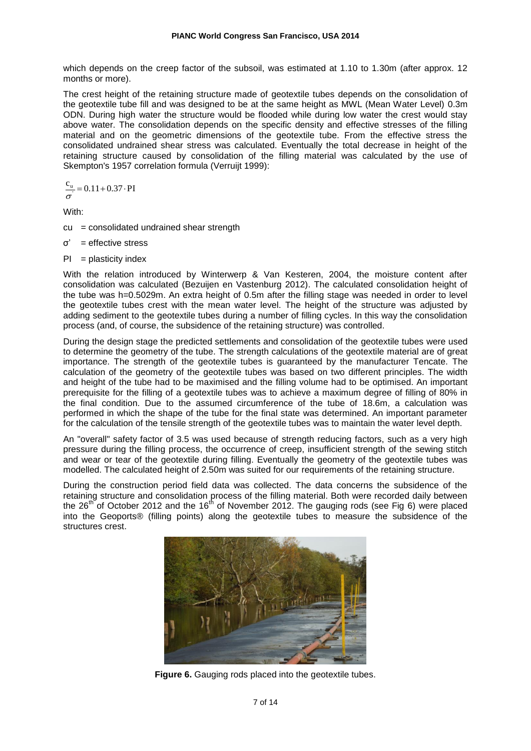which depends on the creep factor of the subsoil, was estimated at 1.10 to 1.30m (after approx. 12 months or more).

The crest height of the retaining structure made of geotextile tubes depends on the consolidation of the geotextile tube fill and was designed to be at the same height as MWL (Mean Water Level) 0.3m ODN. During high water the structure would be flooded while during low water the crest would stay above water. The consolidation depends on the specific density and effective stresses of the filling material and on the geometric dimensions of the geotextile tube. From the effective stress the consolidated undrained shear stress was calculated. Eventually the total decrease in height of the retaining structure caused by consolidation of the filling material was calculated by the use of Skempton's 1957 correlation formula (Verruijt 1999):

$$\frac{c_u}{\sigma'} = 0.11 + 0.37 \cdot PI$$

With:

cu = consolidated undrained shear strength

σ' = effective stress

PI = plasticity index

With the relation introduced by Winterwerp & Van Kesteren, 2004, the moisture content after consolidation was calculated (Bezuijen en Vastenburg 2012). The calculated consolidation height of the tube was h=0.5029m. An extra height of 0.5m after the filling stage was needed in order to level the geotextile tubes crest with the mean water level. The height of the structure was adjusted by adding sediment to the geotextile tubes during a number of filling cycles. In this way the consolidation process (and, of course, the subsidence of the retaining structure) was controlled.

During the design stage the predicted settlements and consolidation of the geotextile tubes were used to determine the geometry of the tube. The strength calculations of the geotextile material are of great importance. The strength of the geotextile tubes is guaranteed by the manufacturer Tencate. The calculation of the geometry of the geotextile tubes was based on two different principles. The width and height of the tube had to be maximised and the filling volume had to be optimised. An important prerequisite for the filling of a geotextile tubes was to achieve a maximum degree of filling of 80% in the final condition. Due to the assumed circumference of the tube of 18.6m, a calculation was performed in which the shape of the tube for the final state was determined. An important parameter for the calculation of the tensile strength of the geotextile tubes was to maintain the water level depth.

An "overall" safety factor of 3.5 was used because of strength reducing factors, such as a very high pressure during the filling process, the occurrence of creep, insufficient strength of the sewing stitch and wear or tear of the geotextile during filling. Eventually the geometry of the geotextile tubes was modelled. The calculated height of 2.50m was suited for our requirements of the retaining structure.

During the construction period field data was collected. The data concerns the subsidence of the retaining structure and consolidation process of the filling material. Both were recorded daily between the 26th of October 2012 and the 16th of November 2012. The gauging rods (see Fig 6) were placed into the Geoports® (filling points) along the geotextile tubes to measure the subsidence of the structures crest.

**Figure 6.** Gauging rods placed into the geotextile tubes.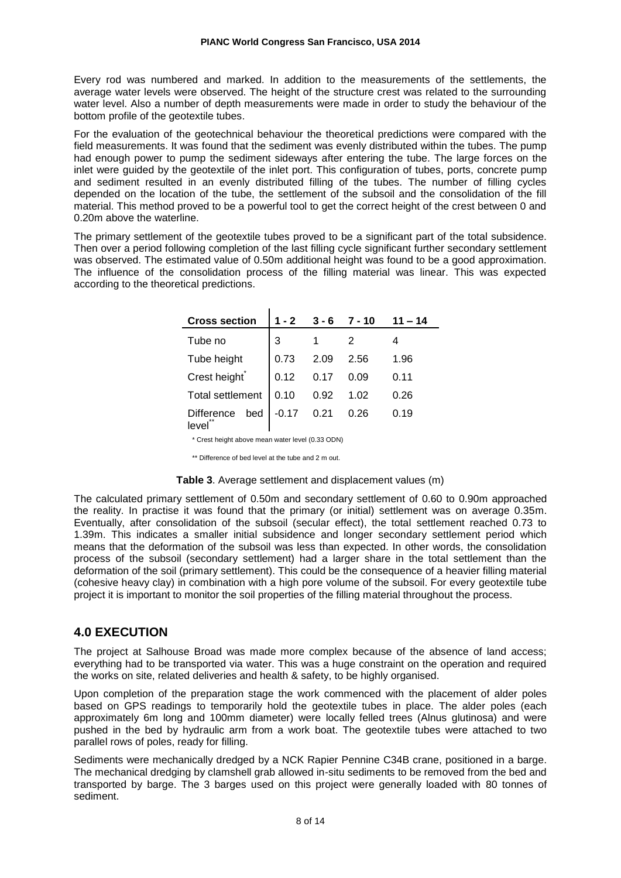Every rod was numbered and marked. In addition to the measurements of the settlements, the average water levels were observed. The height of the structure crest was related to the surrounding water level. Also a number of depth measurements were made in order to study the behaviour of the bottom profile of the geotextile tubes.

For the evaluation of the geotechnical behaviour the theoretical predictions were compared with the field measurements. It was found that the sediment was evenly distributed within the tubes. The pump had enough power to pump the sediment sideways after entering the tube. The large forces on the inlet were guided by the geotextile of the inlet port. This configuration of tubes, ports, concrete pump and sediment resulted in an evenly distributed filling of the tubes. The number of filling cycles depended on the location of the tube, the settlement of the subsoil and the consolidation of the fill material. This method proved to be a powerful tool to get the correct height of the crest between 0 and 0.20m above the waterline.

The primary settlement of the geotextile tubes proved to be a significant part of the total subsidence. Then over a period following completion of the last filling cycle significant further secondary settlement was observed. The estimated value of 0.50m additional height was found to be a good approximation. The influence of the consolidation process of the filling material was linear. This was expected according to the theoretical predictions.

| Cross section | 1 - 2 | 3 - 6 | 7 - 10 | 11 – 14 |
|---|---|---|---|---|
| Tube no | 3 | 1 | 2 | 4 |
| Tube height | 0.73 | 2.09 | 2.56 | 1.96 |
| Crest height* | 0.12 | 0.17 | 0.09 | 0.11 |
| Total settlement | 0.10 | 0.92 | 1.02 | 0.26 |
| Difference bed level** | -0.17 | 0.21 | 0.26 | 0.19 |

\* Crest height above mean water level (0.33 ODN)

** Difference of bed level at the tube and 2 m out.

**Table 3**. Average settlement and displacement values (m)

The calculated primary settlement of 0.50m and secondary settlement of 0.60 to 0.90m approached the reality. In practise it was found that the primary (or initial) settlement was on average 0.35m. Eventually, after consolidation of the subsoil (secular effect), the total settlement reached 0.73 to 1.39m. This indicates a smaller initial subsidence and longer secondary settlement period which means that the deformation of the subsoil was less than expected. In other words, the consolidation process of the subsoil (secondary settlement) had a larger share in the total settlement than the deformation of the soil (primary settlement). This could be the consequence of a heavier filling material (cohesive heavy clay) in combination with a high pore volume of the subsoil. For every geotextile tube project it is important to monitor the soil properties of the filling material throughout the process.

## 4.0 EXECUTION

The project at Salhouse Broad was made more complex because of the absence of land access; everything had to be transported via water. This was a huge constraint on the operation and required the works on site, related deliveries and health & safety, to be highly organised.

Upon completion of the preparation stage the work commenced with the placement of alder poles based on GPS readings to temporarily hold the geotextile tubes in place. The alder poles (each approximately 6m long and 100mm diameter) were locally felled trees (Alnus glutinosa) and were pushed in the bed by hydraulic arm from a work boat. The geotextile tubes were attached to two parallel rows of poles, ready for filling.

Sediments were mechanically dredged by a NCK Rapier Pennine C34B crane, positioned in a barge. The mechanical dredging by clamshell grab allowed in-situ sediments to be removed from the bed and transported by barge. The 3 barges used on this project were generally loaded with 80 tonnes of sediment.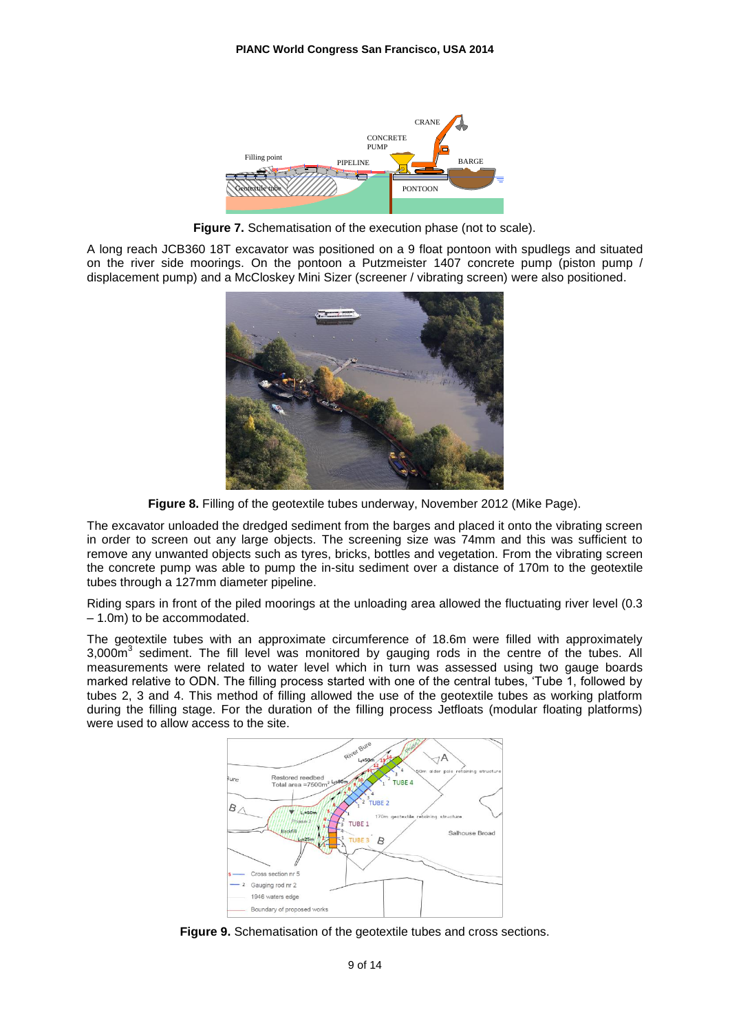**Figure 7.** Schematisation of the execution phase (not to scale).

A long reach JCB360 18T excavator was positioned on a 9 float pontoon with spudlegs and situated on the river side moorings. On the pontoon a Putzmeister 1407 concrete pump (piston pump / displacement pump) and a McCloskey Mini Sizer (screener / vibrating screen) were also positioned.

**Figure 8.** Filling of the geotextile tubes underway, November 2012 (Mike Page).

The excavator unloaded the dredged sediment from the barges and placed it onto the vibrating screen in order to screen out any large objects. The screening size was 74mm and this was sufficient to remove any unwanted objects such as tyres, bricks, bottles and vegetation. From the vibrating screen the concrete pump was able to pump the in-situ sediment over a distance of 170m to the geotextile tubes through a 127mm diameter pipeline.

Riding spars in front of the piled moorings at the unloading area allowed the fluctuating river level (0.3 – 1.0m) to be accommodated.

The geotextile tubes with an approximate circumference of 18.6m were filled with approximately 3,000m$^3$ sediment. The fill level was monitored by gauging rods in the centre of the tubes. All measurements were related to water level which in turn was assessed using two gauge boards marked relative to ODN. The filling process started with one of the central tubes, 'Tube 1, followed by tubes 2, 3 and 4. This method of filling allowed the use of the geotextile tubes as working platform during the filling stage. For the duration of the filling process Jetfloats (modular floating platforms) were used to allow access to the site.

**Figure 9.** Schematisation of the geotextile tubes and cross sections.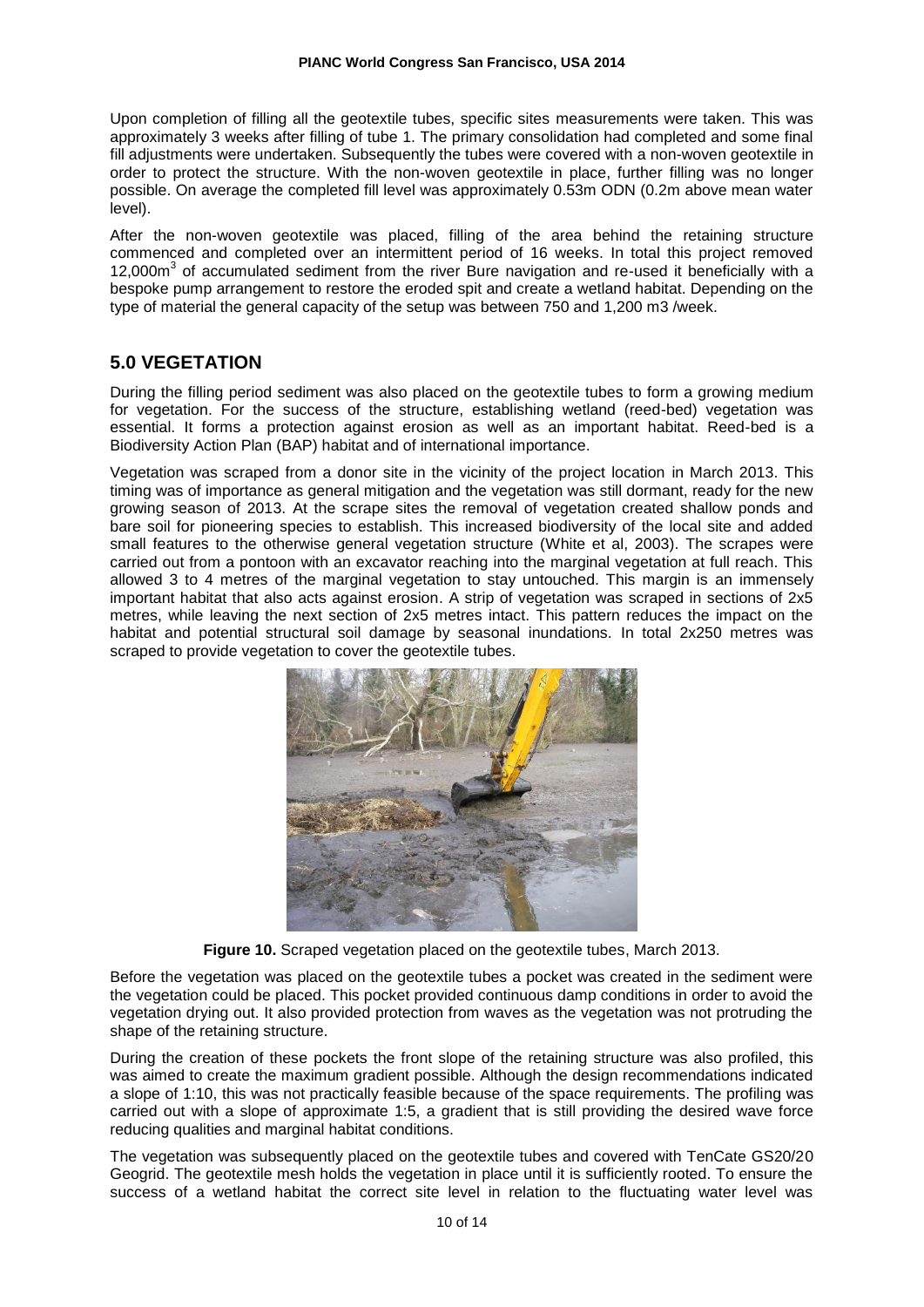Upon completion of filling all the geotextile tubes, specific sites measurements were taken. This was approximately 3 weeks after filling of tube 1. The primary consolidation had completed and some final fill adjustments were undertaken. Subsequently the tubes were covered with a non-woven geotextile in order to protect the structure. With the non-woven geotextile in place, further filling was no longer possible. On average the completed fill level was approximately 0.53m ODN (0.2m above mean water level).

After the non-woven geotextile was placed, filling of the area behind the retaining structure commenced and completed over an intermittent period of 16 weeks. In total this project removed 12,000m$^3$ of accumulated sediment from the river Bure navigation and re-used it beneficially with a bespoke pump arrangement to restore the eroded spit and create a wetland habitat. Depending on the type of material the general capacity of the setup was between 750 and 1,200 m3 /week.

## 5.0 VEGETATION

During the filling period sediment was also placed on the geotextile tubes to form a growing medium for vegetation. For the success of the structure, establishing wetland (reed-bed) vegetation was essential. It forms a protection against erosion as well as an important habitat. Reed-bed is a Biodiversity Action Plan (BAP) habitat and of international importance.

Vegetation was scraped from a donor site in the vicinity of the project location in March 2013. This timing was of importance as general mitigation and the vegetation was still dormant, ready for the new growing season of 2013. At the scrape sites the removal of vegetation created shallow ponds and bare soil for pioneering species to establish. This increased biodiversity of the local site and added small features to the otherwise general vegetation structure (White et al, 2003). The scrapes were carried out from a pontoon with an excavator reaching into the marginal vegetation at full reach. This allowed 3 to 4 metres of the marginal vegetation to stay untouched. This margin is an immensely important habitat that also acts against erosion. A strip of vegetation was scraped in sections of 2x5 metres, while leaving the next section of 2x5 metres intact. This pattern reduces the impact on the habitat and potential structural soil damage by seasonal inundations. In total 2x250 metres was scraped to provide vegetation to cover the geotextile tubes.

**Figure 10.** Scraped vegetation placed on the geotextile tubes, March 2013.

Before the vegetation was placed on the geotextile tubes a pocket was created in the sediment were the vegetation could be placed. This pocket provided continuous damp conditions in order to avoid the vegetation drying out. It also provided protection from waves as the vegetation was not protruding the shape of the retaining structure.

During the creation of these pockets the front slope of the retaining structure was also profiled, this was aimed to create the maximum gradient possible. Although the design recommendations indicated a slope of 1:10, this was not practically feasible because of the space requirements. The profiling was carried out with a slope of approximate 1:5, a gradient that is still providing the desired wave force reducing qualities and marginal habitat conditions.

The vegetation was subsequently placed on the geotextile tubes and covered with TenCate GS20/20 Geogrid. The geotextile mesh holds the vegetation in place until it is sufficiently rooted. To ensure the success of a wetland habitat the correct site level in relation to the fluctuating water level was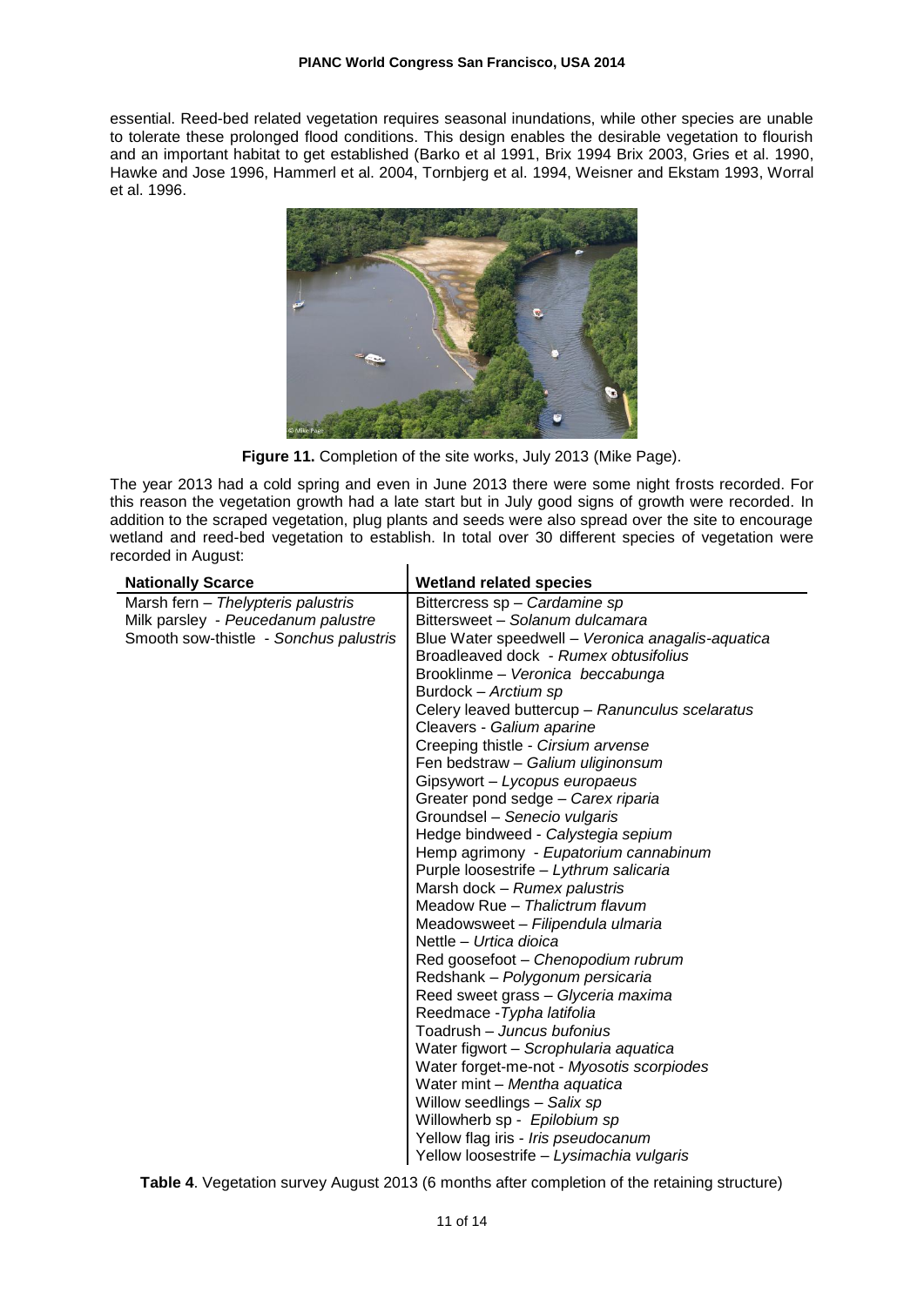essential. Reed-bed related vegetation requires seasonal inundations, while other species are unable to tolerate these prolonged flood conditions. This design enables the desirable vegetation to flourish and an important habitat to get established (Barko et al 1991, Brix 1994 Brix 2003, Gries et al. 1990, Hawke and Jose 1996, Hammerl et al. 2004, Tornbjerg et al. 1994, Weisner and Ekstam 1993, Worral et al. 1996.

**Figure 11.** Completion of the site works, July 2013 (Mike Page).

The year 2013 had a cold spring and even in June 2013 there were some night frosts recorded. For this reason the vegetation growth had a late start but in July good signs of growth were recorded. In addition to the scraped vegetation, plug plants and seeds were also spread over the site to encourage wetland and reed-bed vegetation to establish. In total over 30 different species of vegetation were recorded in August:

| **Nationally Scarce** | **Wetland related species** |
|---|---|
| Marsh fern – *Thelypteris palustris* | Bittercress sp – *Cardamine sp* |
| Milk parsley - *Peucedanum palustre* | Bittersweet – *Solanum dulcamara* |
| Smooth sow-thistle - *Sonchus palustris* | Blue Water speedwell – *Veronica anagalis-aquatica* |
| | Broadleaved dock - *Rumex obtusifolius* |
| | Brooklinme – *Veronica beccabunga* |
| | Burdock – *Arctium sp* |
| | Celery leaved buttercup – *Ranunculus scelaratus* |
| | Cleavers - *Galium aparine* |
| | Creeping thistle - *Cirsium arvense* |
| | Fen bedstraw – *Galium uliginonsum* |
| | Gipsywort – *Lycopus europaeus* |
| | Greater pond sedge – *Carex riparia* |
| | Groundsel – *Senecio vulgaris* |
| | Hedge bindweed - *Calystegia sepium* |
| | Hemp agrimony - *Eupatorium cannabinum* |
| | Purple loosestrife – *Lythrum salicaria* |
| | Marsh dock – *Rumex palustris* |
| | Meadow Rue – *Thalictrum flavum* |
| | Meadowsweet – *Filipendula ulmaria* |
| | Nettle – *Urtica dioica* |
| | Red goosefoot – *Chenopodium rubrum* |
| | Redshank – *Polygonum persicaria* |
| | Reed sweet grass – *Glyceria maxima* |
| | Reedmace -*Typha latifolia* |
| | Toadrush – *Juncus bufonius* |
| | Water figwort – *Scrophularia aquatica* |
| | Water forget-me-not - *Myosotis scorpiodes* |
| | Water mint – *Mentha aquatica* |
| | Willow seedlings – *Salix sp* |
| | Willowherb sp - *Epilobium sp* |
| | Yellow flag iris - *Iris pseudocanum* |
| | Yellow loosestrife – *Lysimachia vulgaris* |

**Table 4**. Vegetation survey August 2013 (6 months after completion of the retaining structure)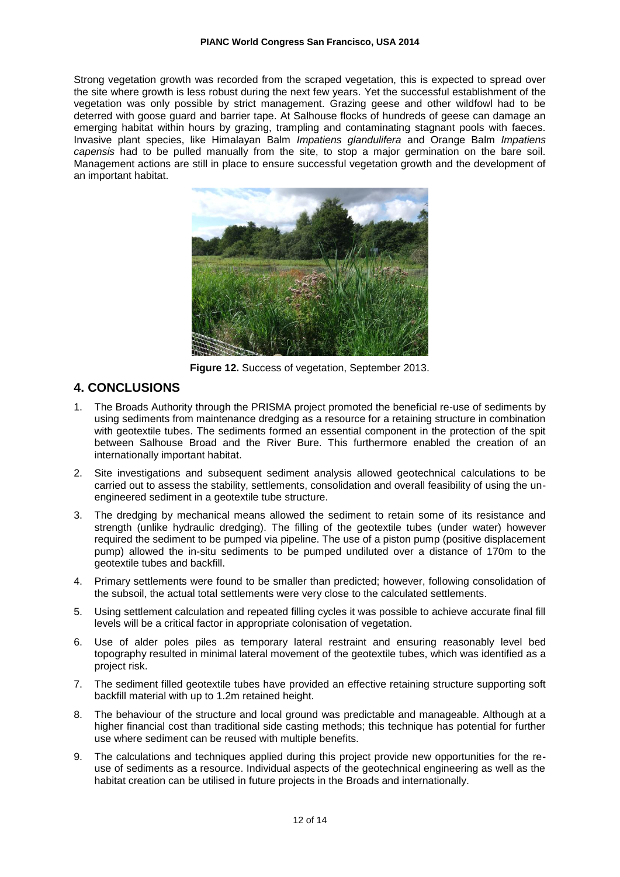Strong vegetation growth was recorded from the scraped vegetation, this is expected to spread over the site where growth is less robust during the next few years. Yet the successful establishment of the vegetation was only possible by strict management. Grazing geese and other wildfowl had to be deterred with goose guard and barrier tape. At Salhouse flocks of hundreds of geese can damage an emerging habitat within hours by grazing, trampling and contaminating stagnant pools with faeces. Invasive plant species, like Himalayan Balm *Impatiens glandulifera* and Orange Balm *Impatiens capensis* had to be pulled manually from the site, to stop a major germination on the bare soil. Management actions are still in place to ensure successful vegetation growth and the development of an important habitat.

**Figure 12.** Success of vegetation, September 2013.

## 4. CONCLUSIONS

1. The Broads Authority through the PRISMA project promoted the beneficial re-use of sediments by using sediments from maintenance dredging as a resource for a retaining structure in combination with geotextile tubes. The sediments formed an essential component in the protection of the spit between Salhouse Broad and the River Bure. This furthermore enabled the creation of an internationally important habitat.
2. Site investigations and subsequent sediment analysis allowed geotechnical calculations to be carried out to assess the stability, settlements, consolidation and overall feasibility of using the un-engineered sediment in a geotextile tube structure.
3. The dredging by mechanical means allowed the sediment to retain some of its resistance and strength (unlike hydraulic dredging). The filling of the geotextile tubes (under water) however required the sediment to be pumped via pipeline. The use of a piston pump (positive displacement pump) allowed the in-situ sediments to be pumped undiluted over a distance of 170m to the geotextile tubes and backfill.
4. Primary settlements were found to be smaller than predicted; however, following consolidation of the subsoil, the actual total settlements were very close to the calculated settlements.
5. Using settlement calculation and repeated filling cycles it was possible to achieve accurate final fill levels will be a critical factor in appropriate colonisation of vegetation.
6. Use of alder poles piles as temporary lateral restraint and ensuring reasonably level bed topography resulted in minimal lateral movement of the geotextile tubes, which was identified as a project risk.
7. The sediment filled geotextile tubes have provided an effective retaining structure supporting soft backfill material with up to 1.2m retained height.
8. The behaviour of the structure and local ground was predictable and manageable. Although at a higher financial cost than traditional side casting methods; this technique has potential for further use where sediment can be reused with multiple benefits.
9. The calculations and techniques applied during this project provide new opportunities for the re-use of sediments as a resource. Individual aspects of the geotechnical engineering as well as the habitat creation can be utilised in future projects in the Broads and internationally.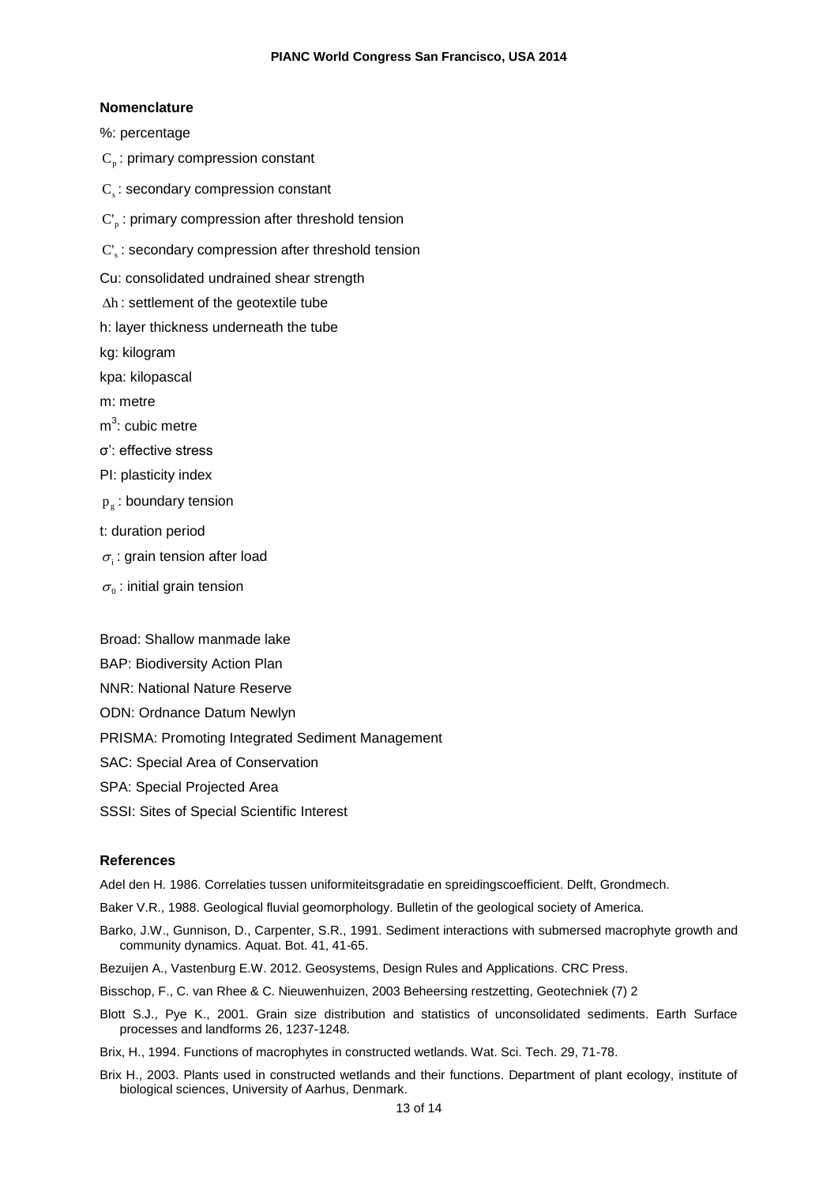### Nomenclature

%: percentage

$C_p$ : primary compression constant

$C_s$ : secondary compression constant

$C'_p$ : primary compression after threshold tension

$C'_s$ : secondary compression after threshold tension

Cu: consolidated undrained shear strength

$\Delta h$ : settlement of the geotextile tube

h: layer thickness underneath the tube

kg: kilogram

kpa: kilopascal

m: metre

$m^3$: cubic metre

$\sigma'$: effective stress

PI: plasticity index

$p_g$ : boundary tension

t: duration period

$\sigma_i$ : grain tension after load

$\sigma_0$ : initial grain tension

Broad: Shallow manmade lake

BAP: Biodiversity Action Plan

NNR: National Nature Reserve

ODN: Ordnance Datum Newlyn

PRISMA: Promoting Integrated Sediment Management

SAC: Special Area of Conservation

SPA: Special Projected Area

SSSI: Sites of Special Scientific Interest

### References

Adel den H. 1986. Correlaties tussen uniformiteitsgradatie en spreidingscoefficient. Delft, Grondmech.

Baker V.R., 1988. Geological fluvial geomorphology. Bulletin of the geological society of America.

Barko, J.W., Gunnison, D., Carpenter, S.R., 1991. Sediment interactions with submersed macrophyte growth and community dynamics. Aquat. Bot. 41, 41-65.

Bezuijen A., Vastenburg E.W. 2012. Geosystems, Design Rules and Applications. CRC Press.

Bisschop, F., C. van Rhee & C. Nieuwenhuizen, 2003 Beheersing restzetting, Geotechniek (7) 2

Blott S.J., Pye K., 2001. Grain size distribution and statistics of unconsolidated sediments. Earth Surface processes and landforms 26, 1237-1248.

Brix, H., 1994. Functions of macrophytes in constructed wetlands. Wat. Sci. Tech. 29, 71-78.

Brix H., 2003. Plants used in constructed wetlands and their functions. Department of plant ecology, institute of biological sciences, University of Aarhus, Denmark.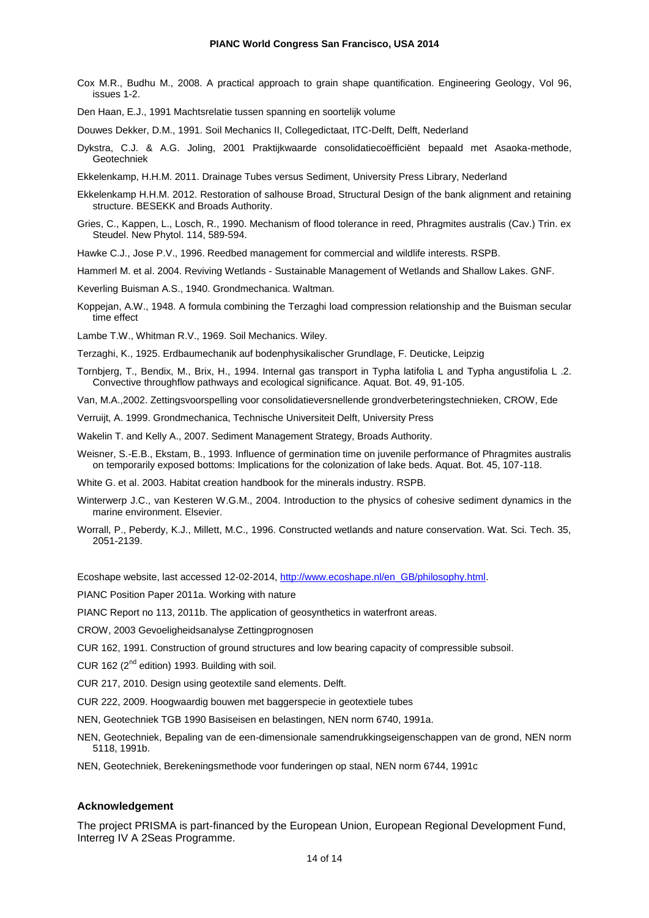Cox M.R., Budhu M., 2008. A practical approach to grain shape quantification. Engineering Geology, Vol 96, issues 1-2.

Den Haan, E.J., 1991 Machtsrelatie tussen spanning en soortelijk volume

Douwes Dekker, D.M., 1991. Soil Mechanics II, Collegedictaat, ITC-Delft, Delft, Nederland

Dykstra, C.J. & A.G. Joling, 2001 Praktijkwaarde consolidatiecoëfficiënt bepaald met Asaoka-methode, Geotechniek

Ekkelenkamp, H.H.M. 2011. Drainage Tubes versus Sediment, University Press Library, Nederland

Ekkelenkamp H.H.M. 2012. Restoration of salhouse Broad, Structural Design of the bank alignment and retaining structure. BESEKK and Broads Authority.

Gries, C., Kappen, L., Losch, R., 1990. Mechanism of flood tolerance in reed, Phragmites australis (Cav.) Trin. ex Steudel. New Phytol. 114, 589-594.

Hawke C.J., Jose P.V., 1996. Reedbed management for commercial and wildlife interests. RSPB.

Hammerl M. et al. 2004. Reviving Wetlands - Sustainable Management of Wetlands and Shallow Lakes. GNF.

Keverling Buisman A.S., 1940. Grondmechanica. Waltman.

Koppejan, A.W., 1948. A formula combining the Terzaghi load compression relationship and the Buisman secular time effect

Lambe T.W., Whitman R.V., 1969. Soil Mechanics. Wiley.

Terzaghi, K., 1925. Erdbaumechanik auf bodenphysikalischer Grundlage, F. Deuticke, Leipzig

Tornbjerg, T., Bendix, M., Brix, H., 1994. Internal gas transport in Typha latifolia L and Typha angustifolia L .2. Convective throughflow pathways and ecological significance. Aquat. Bot. 49, 91-105.

Van, M.A.,2002. Zettingsvoorspelling voor consolidatieversnellende grondverbeteringstechnieken, CROW, Ede

Verruijt, A. 1999. Grondmechanica, Technische Universiteit Delft, University Press

Wakelin T. and Kelly A., 2007. Sediment Management Strategy, Broads Authority.

Weisner, S.-E.B., Ekstam, B., 1993. Influence of germination time on juvenile performance of Phragmites australis on temporarily exposed bottoms: Implications for the colonization of lake beds. Aquat. Bot. 45, 107-118.

White G. et al. 2003. Habitat creation handbook for the minerals industry. RSPB.

Winterwerp J.C., van Kesteren W.G.M., 2004. Introduction to the physics of cohesive sediment dynamics in the marine environment. Elsevier.

Worrall, P., Peberdy, K.J., Millett, M.C., 1996. Constructed wetlands and nature conservation. Wat. Sci. Tech. 35, 2051-2139.

Ecoshape website, last accessed 12-02-2014, http://www.ecoshape.nl/en_GB/philosophy.html.

PIANC Position Paper 2011a. Working with nature

PIANC Report no 113, 2011b. The application of geosynthetics in waterfront areas.

CROW, 2003 Gevoeligheidsanalyse Zettingprognosen

CUR 162, 1991. Construction of ground structures and low bearing capacity of compressible subsoil.

CUR 162 (2nd edition) 1993. Building with soil.

CUR 217, 2010. Design using geotextile sand elements. Delft.

CUR 222, 2009. Hoogwaardig bouwen met baggerspecie in geotextiele tubes

NEN, Geotechniek TGB 1990 Basiseisen en belastingen, NEN norm 6740, 1991a.

NEN, Geotechniek, Bepaling van de een-dimensionale samendrukkingseigenschappen van de grond, NEN norm 5118, 1991b.

NEN, Geotechniek, Berekeningsmethode voor funderingen op staal, NEN norm 6744, 1991c

### Acknowledgement

The project PRISMA is part-financed by the European Union, European Regional Development Fund, Interreg IV A 2Seas Programme.